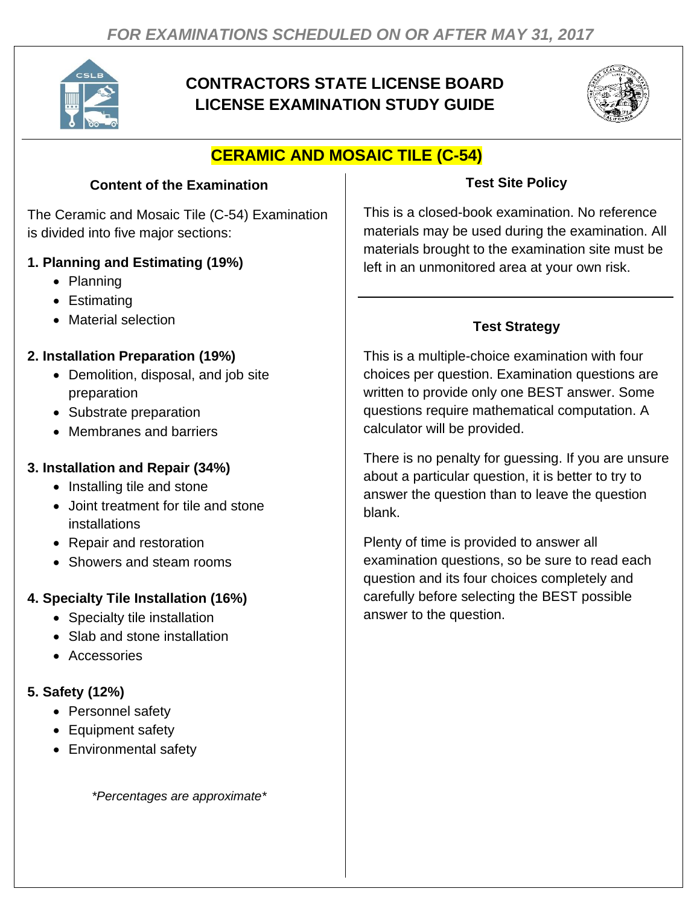*FOR EXAMINATIONS SCHEDULED ON OR AFTER MAY 31, 2017*

# CONTRACTORS STATE LICENSE BOARD LICENSE EXAMINATION STUDY GUIDE

## CERAMIC AND MOSAIC TILE (C-54)

### Content of the Examination

The Ceramic and Mosaic Tile (C-54) Examination is divided into five major sections:

**1. Planning and Estimating (19%)**

- Planning
- Estimating
- Material selection

**2. Installation Preparation (19%)**

- Demolition, disposal, and job site preparation
- Substrate preparation
- Membranes and barriers

**3. Installation and Repair (34%)**

- Installing tile and stone
- Joint treatment for tile and stone installations
- Repair and restoration
- Showers and steam rooms

**4. Specialty Tile Installation (16%)**

- Specialty tile installation
- Slab and stone installation
- Accessories

**5. Safety (12%)**

- Personnel safety
- Equipment safety
- Environmental safety

*\*Percentages are approximate\**

### Test Site Policy

This is a closed-book examination. No reference materials may be used during the examination. All materials brought to the examination site must be left in an unmonitored area at your own risk.

### Test Strategy

This is a multiple-choice examination with four choices per question. Examination questions are written to provide only one BEST answer. Some questions require mathematical computation. A calculator will be provided.

There is no penalty for guessing. If you are unsure about a particular question, it is better to try to answer the question than to leave the question blank.

Plenty of time is provided to answer all examination questions, so be sure to read each question and its four choices completely and carefully before selecting the BEST possible answer to the question.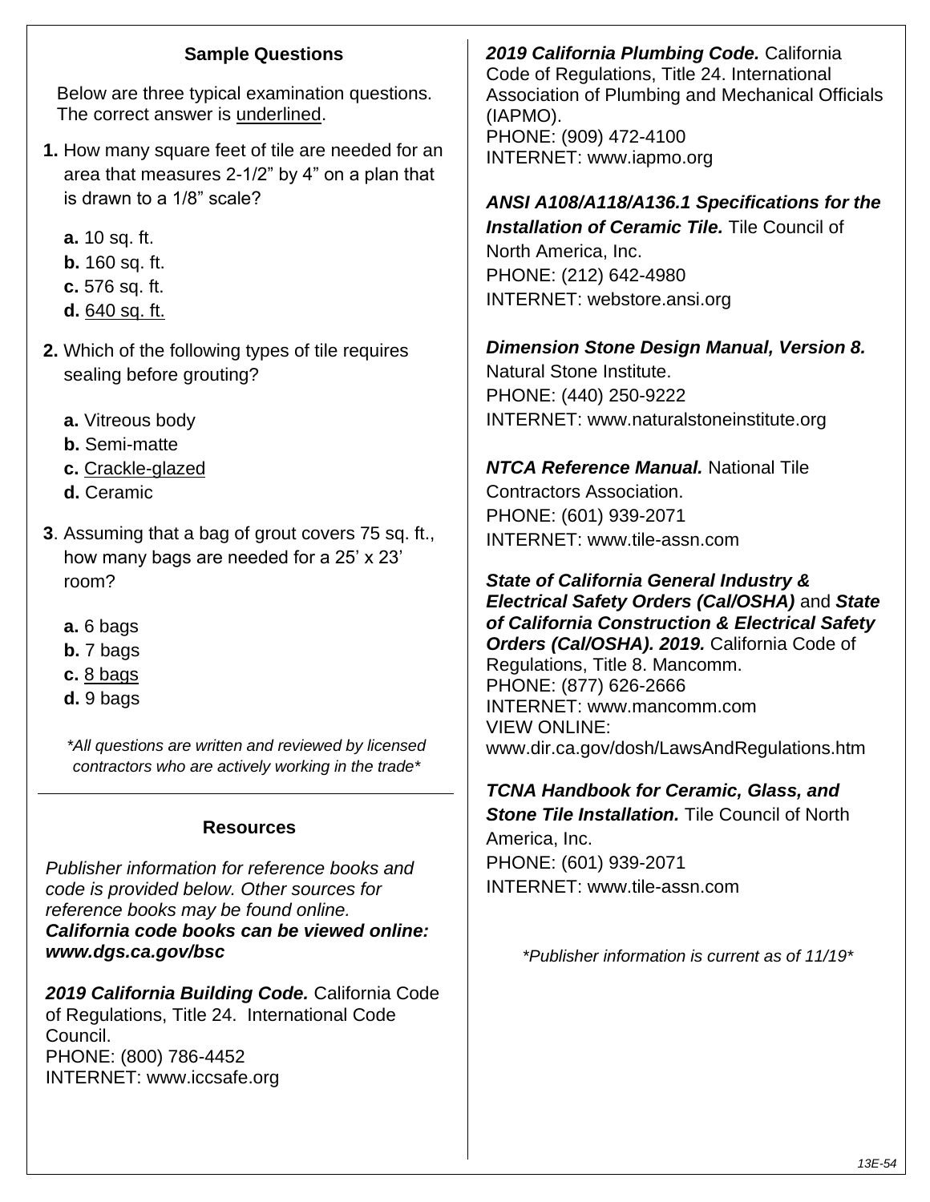## Sample Questions

Below are three typical examination questions. The correct answer is <u>underlined</u>.

**1.** How many square feet of tile are needed for an area that measures 2-1/2" by 4" on a plan that is drawn to a 1/8" scale?

**a.** 10 sq. ft.
**b.** 160 sq. ft.
**c.** 576 sq. ft.
**d.** <u>640 sq. ft.</u>

**2.** Which of the following types of tile requires sealing before grouting?

**a.** Vitreous body
**b.** Semi-matte
**c.** <u>Crackle-glazed</u>
**d.** Ceramic

**3**. Assuming that a bag of grout covers 75 sq. ft., how many bags are needed for a 25' x 23' room?

**a.** 6 bags
**b.** 7 bags
**c.** <u>8 bags</u>
**d.** 9 bags

*\*All questions are written and reviewed by licensed contractors who are actively working in the trade\**

## Resources

*Publisher information for reference books and code is provided below. Other sources for reference books may be found online.*
***California code books can be viewed online: www.dgs.ca.gov/bsc***

***2019 California Building Code.*** California Code of Regulations, Title 24. International Code Council.
PHONE: (800) 786-4452
INTERNET: www.iccsafe.org

***2019 California Plumbing Code.*** California Code of Regulations, Title 24. International Association of Plumbing and Mechanical Officials (IAPMO).
PHONE: (909) 472-4100
INTERNET: www.iapmo.org

***ANSI A108/A118/A136.1 Specifications for the Installation of Ceramic Tile.*** Tile Council of North America, Inc.
PHONE: (212) 642-4980
INTERNET: webstore.ansi.org

***Dimension Stone Design Manual, Version 8.*** Natural Stone Institute.
PHONE: (440) 250-9222
INTERNET: www.naturalstoneinstitute.org

***NTCA Reference Manual.*** National Tile Contractors Association.
PHONE: (601) 939-2071
INTERNET: www.tile-assn.com

***State of California General Industry & Electrical Safety Orders (Cal/OSHA)*** and ***State of California Construction & Electrical Safety Orders (Cal/OSHA). 2019.*** California Code of Regulations, Title 8. Mancomm.
PHONE: (877) 626-2666
INTERNET: www.mancomm.com
VIEW ONLINE: www.dir.ca.gov/dosh/LawsAndRegulations.htm

***TCNA Handbook for Ceramic, Glass, and Stone Tile Installation.*** Tile Council of North America, Inc.
PHONE: (601) 939-2071
INTERNET: www.tile-assn.com

*\*Publisher information is current as of 11/19\**